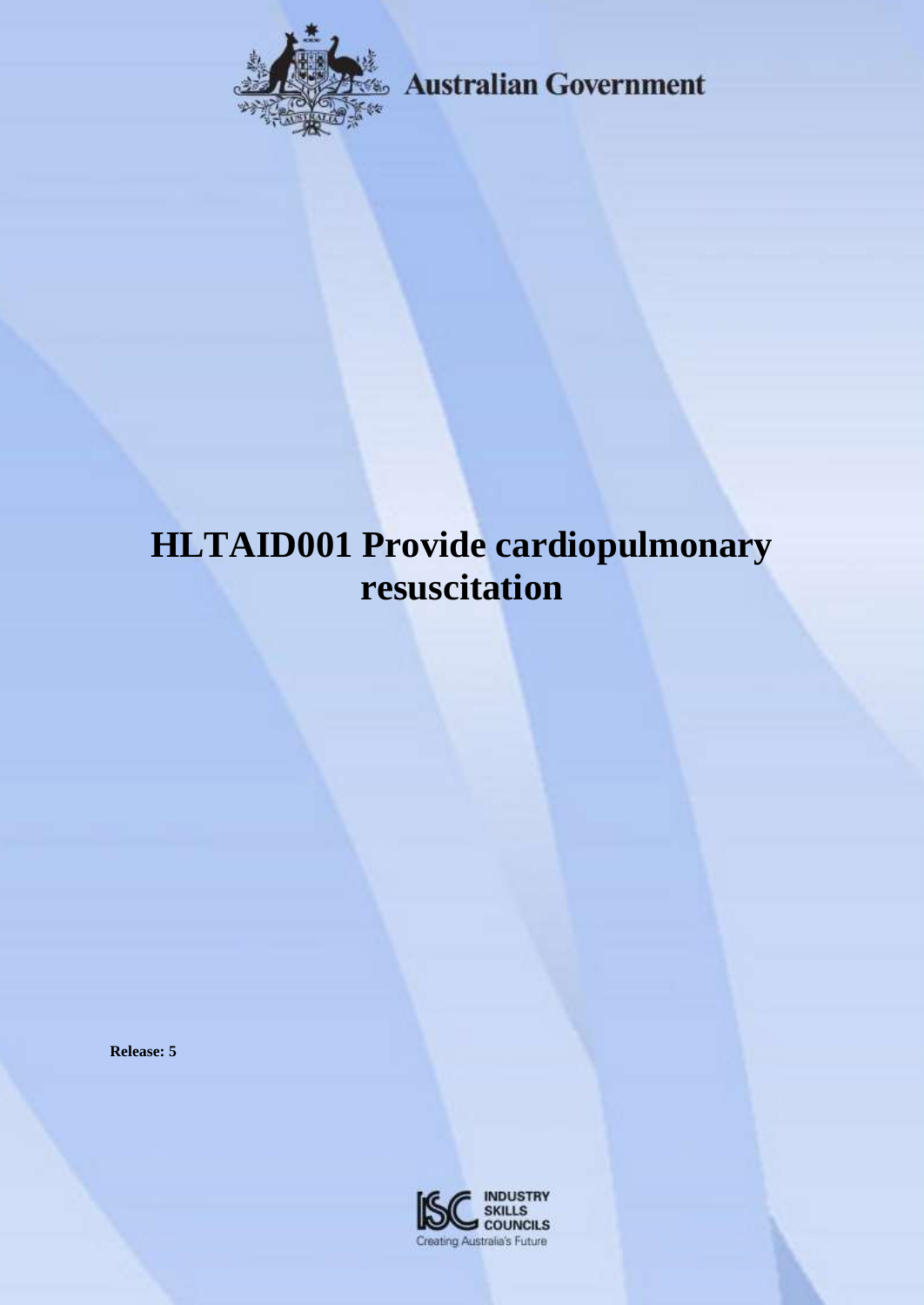Australian Government

# HLTAID001 Provide cardiopulmonary resuscitation

**Release: 5**

INDUSTRY SKILLS COUNCILS

Creating Australia's Future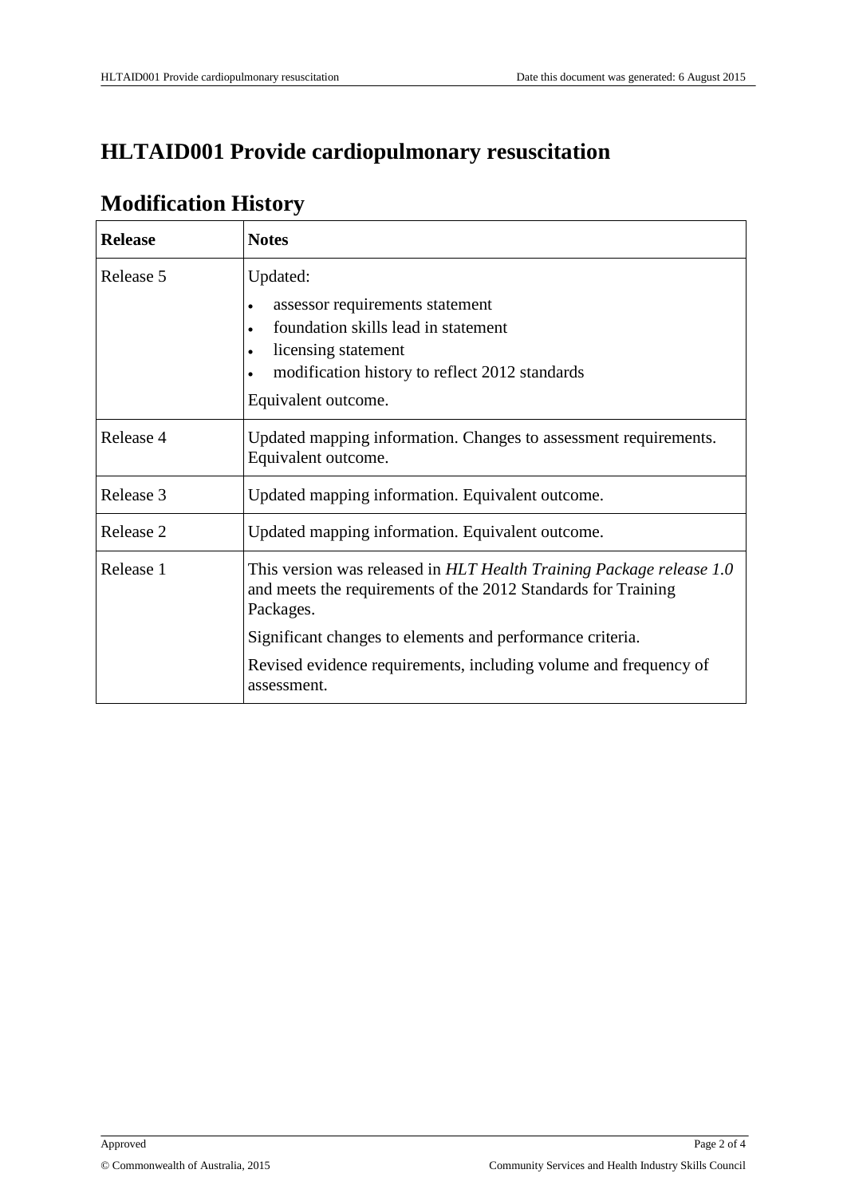# HLTAID001 Provide cardiopulmonary resuscitation

## Modification History

| Release | Notes |
|---|---|
| Release 5 | Updated:<br>• assessor requirements statement<br>• foundation skills lead in statement<br>• licensing statement<br>• modification history to reflect 2012 standards<br><br>Equivalent outcome. |
| Release 4 | Updated mapping information. Changes to assessment requirements. Equivalent outcome. |
| Release 3 | Updated mapping information. Equivalent outcome. |
| Release 2 | Updated mapping information. Equivalent outcome. |
| Release 1 | This version was released in *HLT Health Training Package release 1.0* and meets the requirements of the 2012 Standards for Training Packages.<br><br>Significant changes to elements and performance criteria.<br><br>Revised evidence requirements, including volume and frequency of assessment. |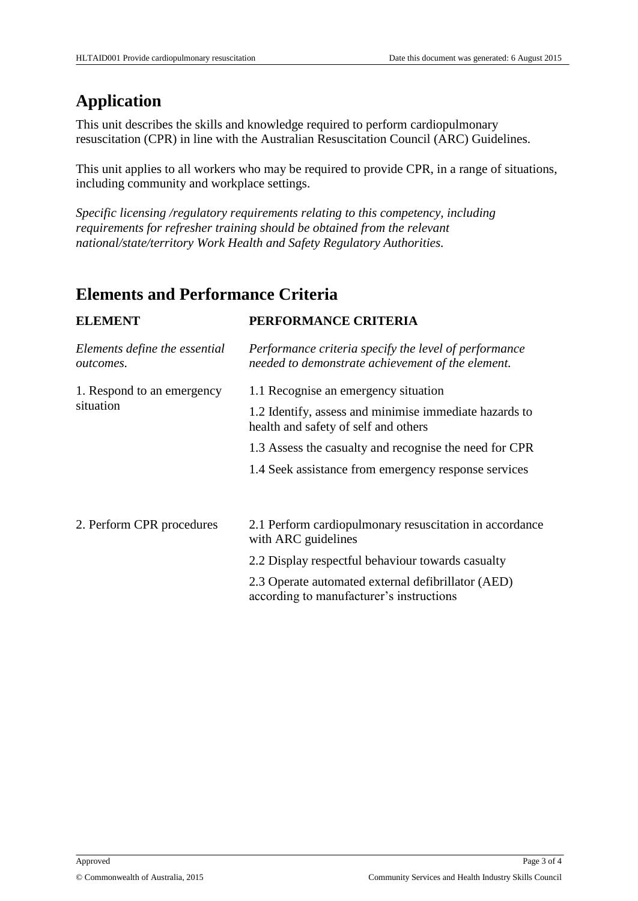# Application

This unit describes the skills and knowledge required to perform cardiopulmonary resuscitation (CPR) in line with the Australian Resuscitation Council (ARC) Guidelines.

This unit applies to all workers who may be required to provide CPR, in a range of situations, including community and workplace settings.

*Specific licensing /regulatory requirements relating to this competency, including requirements for refresher training should be obtained from the relevant national/state/territory Work Health and Safety Regulatory Authorities.*

# Elements and Performance Criteria

| ELEMENT | PERFORMANCE CRITERIA |
| --- | --- |
| *Elements define the essential outcomes.* | *Performance criteria specify the level of performance needed to demonstrate achievement of the element.* |
| 1. Respond to an emergency situation | 1.1 Recognise an emergency situation<br>1.2 Identify, assess and minimise immediate hazards to health and safety of self and others<br>1.3 Assess the casualty and recognise the need for CPR<br>1.4 Seek assistance from emergency response services |
| 2. Perform CPR procedures | 2.1 Perform cardiopulmonary resuscitation in accordance with ARC guidelines<br>2.2 Display respectful behaviour towards casualty<br>2.3 Operate automated external defibrillator (AED) according to manufacturer's instructions |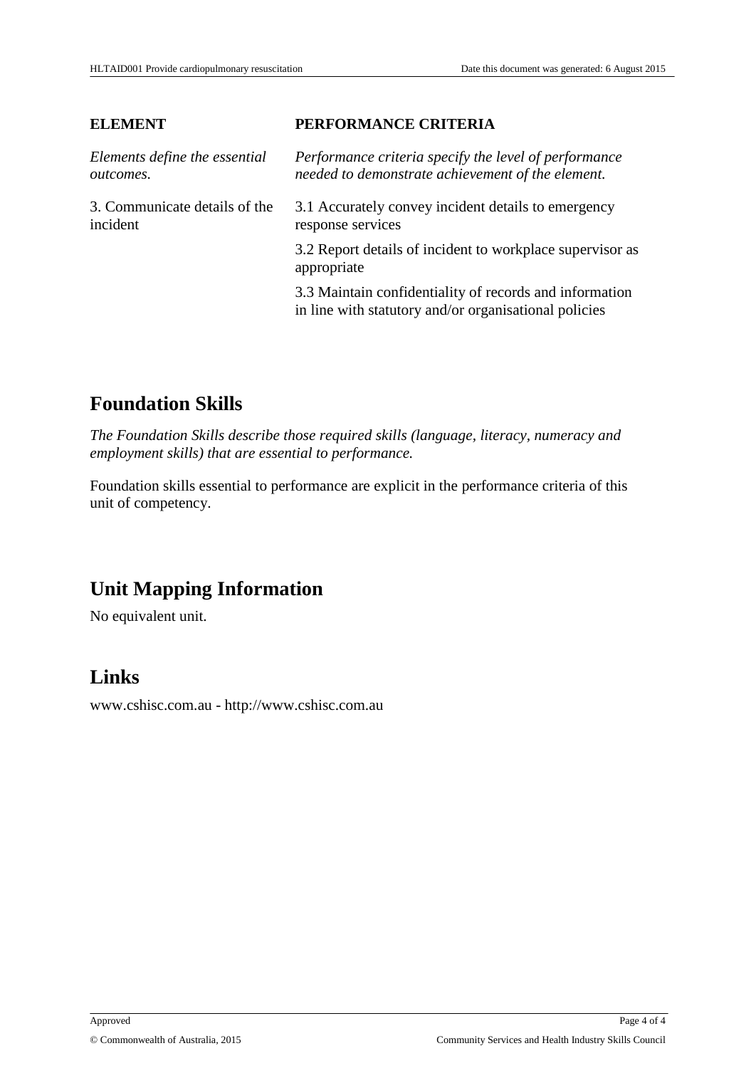| ELEMENT | PERFORMANCE CRITERIA |
|---|---|
| *Elements define the essential outcomes.* | *Performance criteria specify the level of performance needed to demonstrate achievement of the element.* |
| 3. Communicate details of the incident | 3.1 Accurately convey incident details to emergency response services |
| | 3.2 Report details of incident to workplace supervisor as appropriate |
| | 3.3 Maintain confidentiality of records and information in line with statutory and/or organisational policies |

## Foundation Skills

*The Foundation Skills describe those required skills (language, literacy, numeracy and employment skills) that are essential to performance.*

Foundation skills essential to performance are explicit in the performance criteria of this unit of competency.

## Unit Mapping Information

No equivalent unit.

## Links

www.cshisc.com.au - http://www.cshisc.com.au